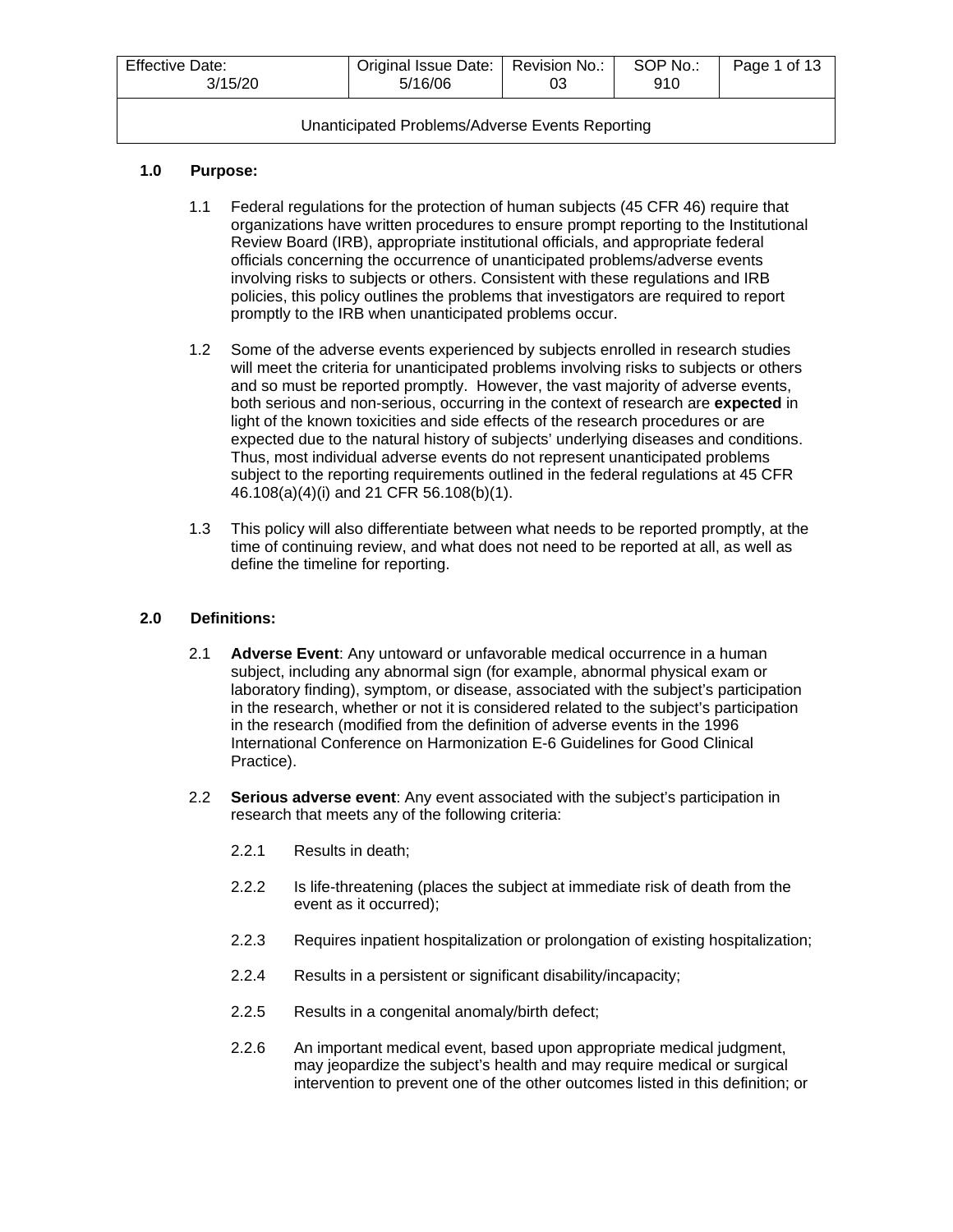| Effective Date: 3/15/20 | Original Issue Date: 5/16/06 | Revision No.: 03 | SOP No.: 910 |
| --- | --- | --- | --- |

Unanticipated Problems/Adverse Events Reporting

**1.0 Purpose:**

1.1 Federal regulations for the protection of human subjects (45 CFR 46) require that organizations have written procedures to ensure prompt reporting to the Institutional Review Board (IRB), appropriate institutional officials, and appropriate federal officials concerning the occurrence of unanticipated problems/adverse events involving risks to subjects or others. Consistent with these regulations and IRB policies, this policy outlines the problems that investigators are required to report promptly to the IRB when unanticipated problems occur.

1.2 Some of the adverse events experienced by subjects enrolled in research studies will meet the criteria for unanticipated problems involving risks to subjects or others and so must be reported promptly. However, the vast majority of adverse events, both serious and non-serious, occurring in the context of research are **expected** in light of the known toxicities and side effects of the research procedures or are expected due to the natural history of subjects' underlying diseases and conditions. Thus, most individual adverse events do not represent unanticipated problems subject to the reporting requirements outlined in the federal regulations at 45 CFR 46.108(a)(4)(i) and 21 CFR 56.108(b)(1).

1.3 This policy will also differentiate between what needs to be reported promptly, at the time of continuing review, and what does not need to be reported at all, as well as define the timeline for reporting.

**2.0 Definitions:**

2.1 **Adverse Event**: Any untoward or unfavorable medical occurrence in a human subject, including any abnormal sign (for example, abnormal physical exam or laboratory finding), symptom, or disease, associated with the subject's participation in the research, whether or not it is considered related to the subject's participation in the research (modified from the definition of adverse events in the 1996 International Conference on Harmonization E-6 Guidelines for Good Clinical Practice).

2.2 **Serious adverse event**: Any event associated with the subject's participation in research that meets any of the following criteria:

2.2.1 Results in death;

2.2.2 Is life-threatening (places the subject at immediate risk of death from the event as it occurred);

2.2.3 Requires inpatient hospitalization or prolongation of existing hospitalization;

2.2.4 Results in a persistent or significant disability/incapacity;

2.2.5 Results in a congenital anomaly/birth defect;

2.2.6 An important medical event, based upon appropriate medical judgment, may jeopardize the subject's health and may require medical or surgical intervention to prevent one of the other outcomes listed in this definition; or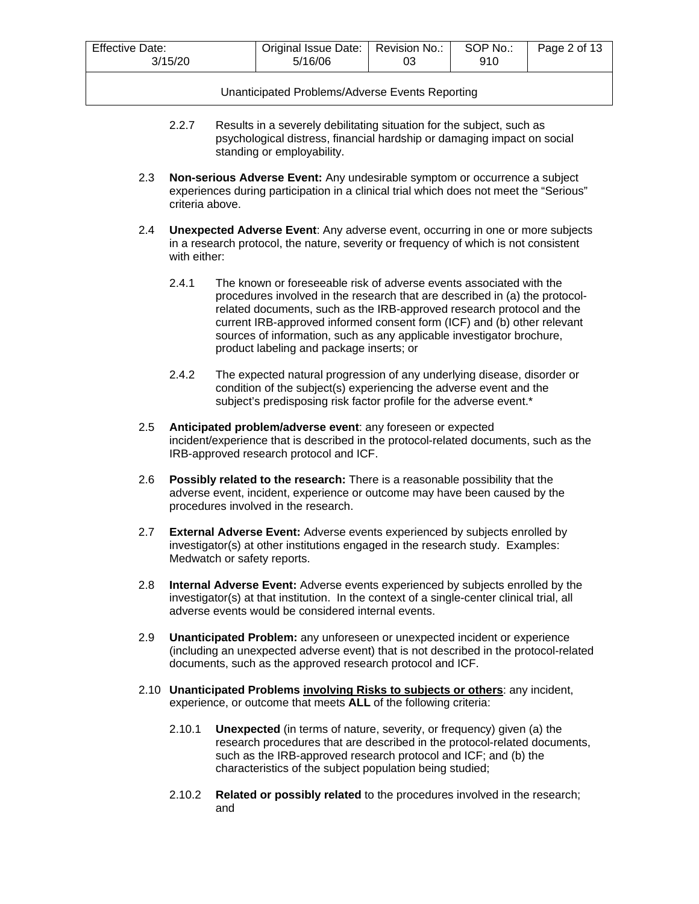2.2.7 Results in a severely debilitating situation for the subject, such as psychological distress, financial hardship or damaging impact on social standing or employability.

2.3 **Non-serious Adverse Event:** Any undesirable symptom or occurrence a subject experiences during participation in a clinical trial which does not meet the "Serious" criteria above.

2.4 **Unexpected Adverse Event**: Any adverse event, occurring in one or more subjects in a research protocol, the nature, severity or frequency of which is not consistent with either:

2.4.1 The known or foreseeable risk of adverse events associated with the procedures involved in the research that are described in (a) the protocol-related documents, such as the IRB-approved research protocol and the current IRB-approved informed consent form (ICF) and (b) other relevant sources of information, such as any applicable investigator brochure, product labeling and package inserts; or

2.4.2 The expected natural progression of any underlying disease, disorder or condition of the subject(s) experiencing the adverse event and the subject's predisposing risk factor profile for the adverse event.*

2.5 **Anticipated problem/adverse event**: any foreseen or expected incident/experience that is described in the protocol-related documents, such as the IRB-approved research protocol and ICF.

2.6 **Possibly related to the research:** There is a reasonable possibility that the adverse event, incident, experience or outcome may have been caused by the procedures involved in the research.

2.7 **External Adverse Event:** Adverse events experienced by subjects enrolled by investigator(s) at other institutions engaged in the research study. Examples: Medwatch or safety reports.

2.8 **Internal Adverse Event:** Adverse events experienced by subjects enrolled by the investigator(s) at that institution. In the context of a single-center clinical trial, all adverse events would be considered internal events.

2.9 **Unanticipated Problem:** any unforeseen or unexpected incident or experience (including an unexpected adverse event) that is not described in the protocol-related documents, such as the approved research protocol and ICF.

2.10 **Unanticipated Problems <u>involving Risks to subjects or others</u>**: any incident, experience, or outcome that meets **ALL** of the following criteria:

2.10.1 **Unexpected** (in terms of nature, severity, or frequency) given (a) the research procedures that are described in the protocol-related documents, such as the IRB-approved research protocol and ICF; and (b) the characteristics of the subject population being studied;

2.10.2 **Related or possibly related** to the procedures involved in the research; and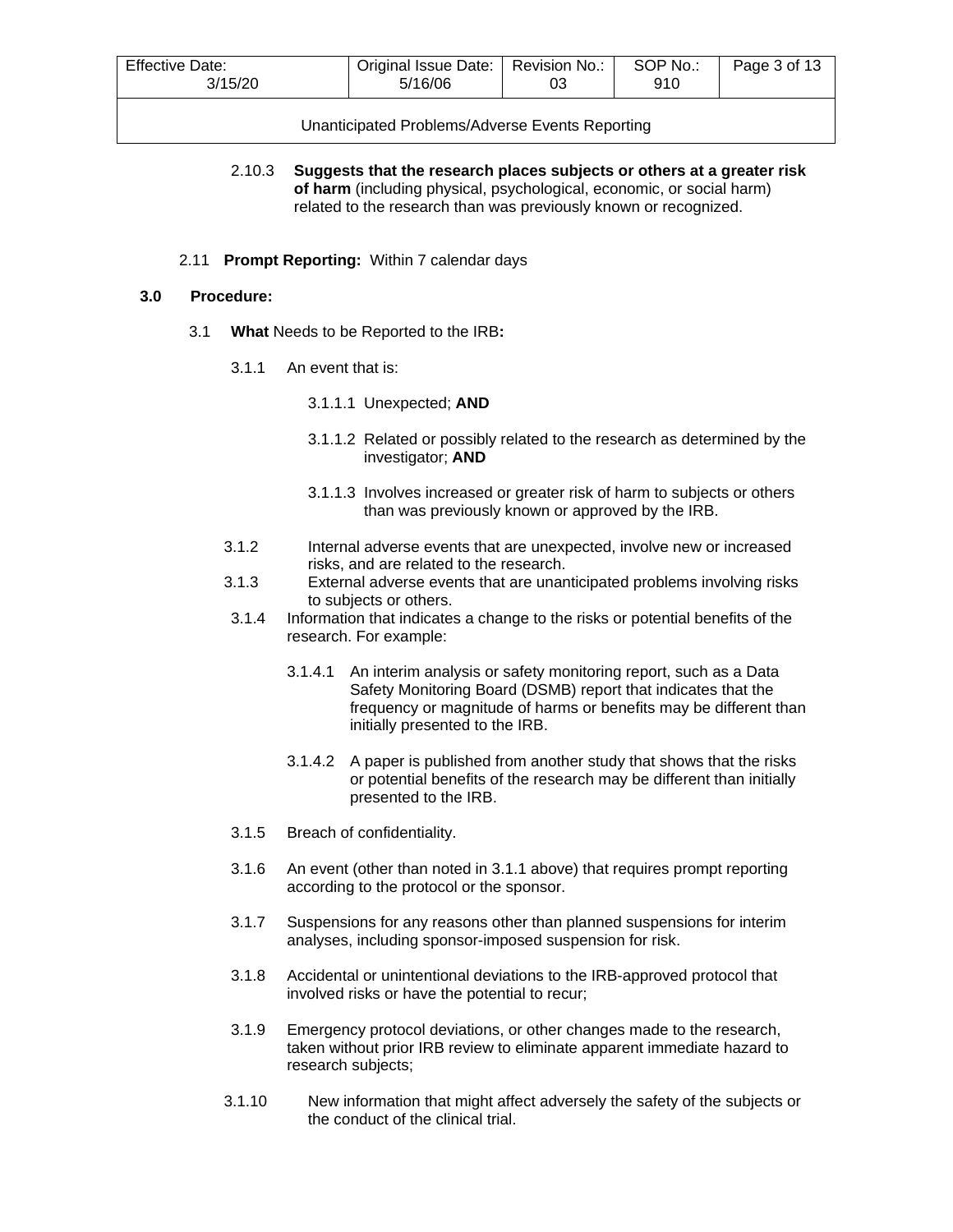2.10.3 **Suggests that the research places subjects or others at a greater risk of harm** (including physical, psychological, economic, or social harm) related to the research than was previously known or recognized.

2.11 **Prompt Reporting:** Within 7 calendar days

## 3.0 Procedure:

3.1 **What** Needs to be Reported to the IRB**:**

3.1.1 An event that is:

3.1.1.1 Unexpected; **AND**

3.1.1.2 Related or possibly related to the research as determined by the investigator; **AND**

3.1.1.3 Involves increased or greater risk of harm to subjects or others than was previously known or approved by the IRB.

3.1.2 Internal adverse events that are unexpected, involve new or increased risks, and are related to the research.

3.1.3 External adverse events that are unanticipated problems involving risks to subjects or others.

3.1.4 Information that indicates a change to the risks or potential benefits of the research. For example:

3.1.4.1 An interim analysis or safety monitoring report, such as a Data Safety Monitoring Board (DSMB) report that indicates that the frequency or magnitude of harms or benefits may be different than initially presented to the IRB.

3.1.4.2 A paper is published from another study that shows that the risks or potential benefits of the research may be different than initially presented to the IRB.

3.1.5 Breach of confidentiality.

3.1.6 An event (other than noted in 3.1.1 above) that requires prompt reporting according to the protocol or the sponsor.

3.1.7 Suspensions for any reasons other than planned suspensions for interim analyses, including sponsor-imposed suspension for risk.

3.1.8 Accidental or unintentional deviations to the IRB-approved protocol that involved risks or have the potential to recur;

3.1.9 Emergency protocol deviations, or other changes made to the research, taken without prior IRB review to eliminate apparent immediate hazard to research subjects;

3.1.10 New information that might affect adversely the safety of the subjects or the conduct of the clinical trial.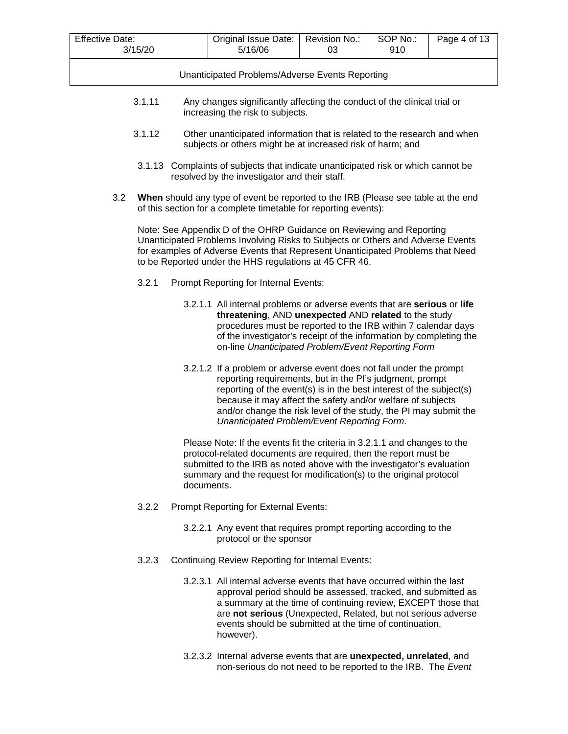3.1.11 Any changes significantly affecting the conduct of the clinical trial or increasing the risk to subjects.

3.1.12 Other unanticipated information that is related to the research and when subjects or others might be at increased risk of harm; and

3.1.13 Complaints of subjects that indicate unanticipated risk or which cannot be resolved by the investigator and their staff.

3.2 **When** should any type of event be reported to the IRB (Please see table at the end of this section for a complete timetable for reporting events):

Note: See Appendix D of the OHRP Guidance on Reviewing and Reporting Unanticipated Problems Involving Risks to Subjects or Others and Adverse Events for examples of Adverse Events that Represent Unanticipated Problems that Need to be Reported under the HHS regulations at 45 CFR 46.

3.2.1 Prompt Reporting for Internal Events:

3.2.1.1 All internal problems or adverse events that are **serious** or **life threatening**, AND **unexpected** AND **related** to the study procedures must be reported to the IRB within 7 calendar days of the investigator's receipt of the information by completing the on-line *Unanticipated Problem/Event Reporting Form*

3.2.1.2 If a problem or adverse event does not fall under the prompt reporting requirements, but in the PI's judgment, prompt reporting of the event(s) is in the best interest of the subject(s) because it may affect the safety and/or welfare of subjects and/or change the risk level of the study, the PI may submit the *Unanticipated Problem/Event Reporting Form*.

Please Note: If the events fit the criteria in 3.2.1.1 and changes to the protocol-related documents are required, then the report must be submitted to the IRB as noted above with the investigator's evaluation summary and the request for modification(s) to the original protocol documents.

3.2.2 Prompt Reporting for External Events:

3.2.2.1 Any event that requires prompt reporting according to the protocol or the sponsor

3.2.3 Continuing Review Reporting for Internal Events:

3.2.3.1 All internal adverse events that have occurred within the last approval period should be assessed, tracked, and submitted as a summary at the time of continuing review, EXCEPT those that are **not serious** (Unexpected, Related, but not serious adverse events should be submitted at the time of continuation, however).

3.2.3.2 Internal adverse events that are **unexpected, unrelated**, and non-serious do not need to be reported to the IRB. The *Event*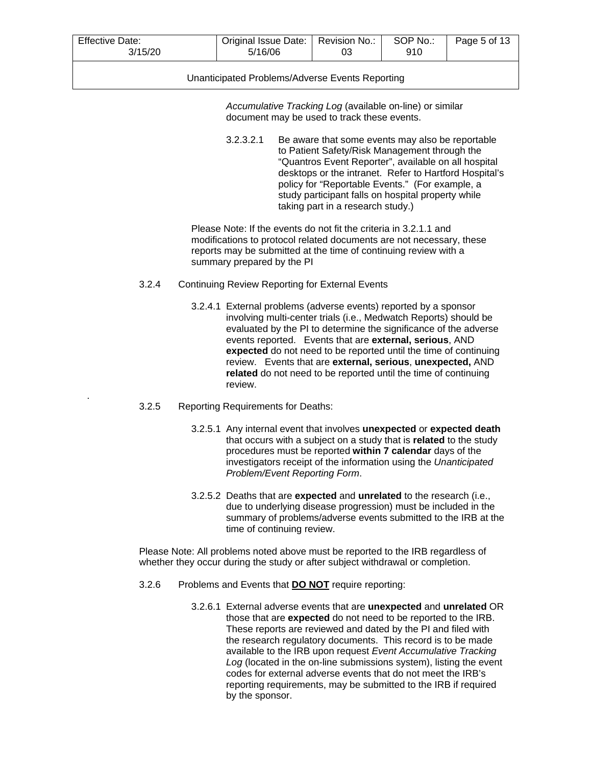*Accumulative Tracking Log* (available on-line) or similar document may be used to track these events.

3.2.3.2.1 Be aware that some events may also be reportable to Patient Safety/Risk Management through the "Quantros Event Reporter", available on all hospital desktops or the intranet. Refer to Hartford Hospital's policy for "Reportable Events." (For example, a study participant falls on hospital property while taking part in a research study.)

Please Note: If the events do not fit the criteria in 3.2.1.1 and modifications to protocol related documents are not necessary, these reports may be submitted at the time of continuing review with a summary prepared by the PI

3.2.4 Continuing Review Reporting for External Events

3.2.4.1 External problems (adverse events) reported by a sponsor involving multi-center trials (i.e., Medwatch Reports) should be evaluated by the PI to determine the significance of the adverse events reported. Events that are **external, serious**, AND **expected** do not need to be reported until the time of continuing review. Events that are **external, serious**, **unexpected,** AND **related** do not need to be reported until the time of continuing review.

3.2.5 Reporting Requirements for Deaths:

3.2.5.1 Any internal event that involves **unexpected** or **expected death** that occurs with a subject on a study that is **related** to the study procedures must be reported **within 7 calendar** days of the investigators receipt of the information using the *Unanticipated Problem/Event Reporting Form*.

3.2.5.2 Deaths that are **expected** and **unrelated** to the research (i.e., due to underlying disease progression) must be included in the summary of problems/adverse events submitted to the IRB at the time of continuing review.

Please Note: All problems noted above must be reported to the IRB regardless of whether they occur during the study or after subject withdrawal or completion.

3.2.6 Problems and Events that **DO NOT** require reporting:

3.2.6.1 External adverse events that are **unexpected** and **unrelated** OR those that are **expected** do not need to be reported to the IRB. These reports are reviewed and dated by the PI and filed with the research regulatory documents. This record is to be made available to the IRB upon request *Event Accumulative Tracking Log* (located in the on-line submissions system), listing the event codes for external adverse events that do not meet the IRB's reporting requirements, may be submitted to the IRB if required by the sponsor.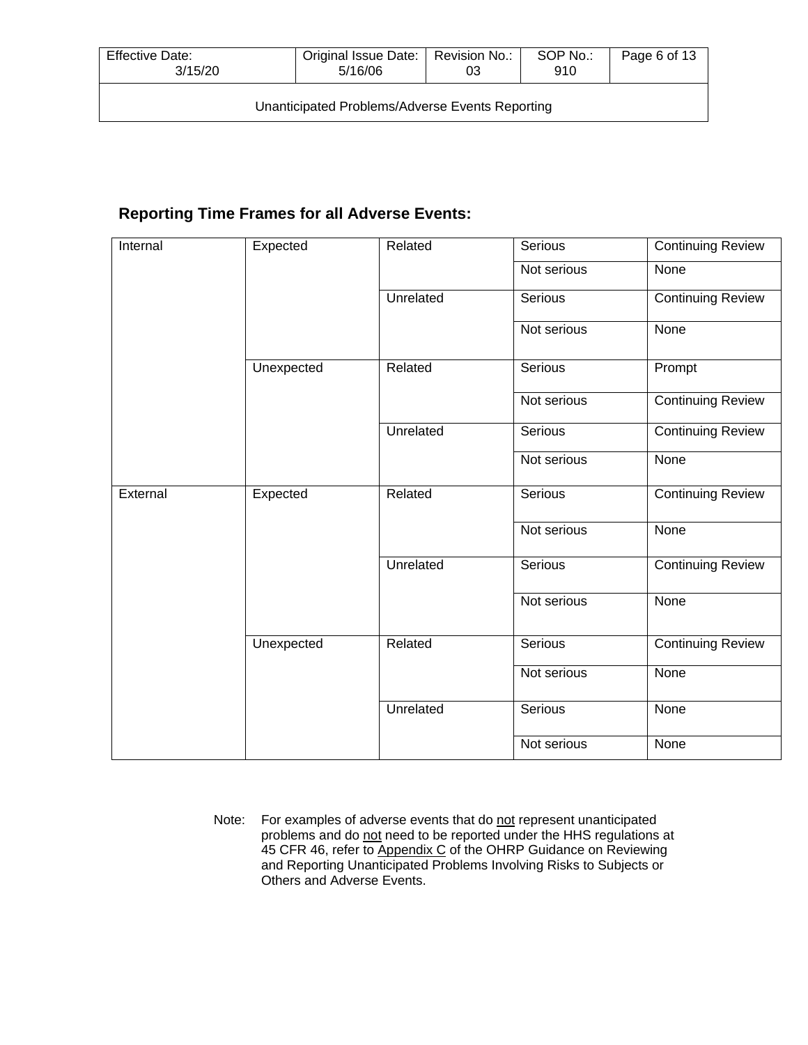## Reporting Time Frames for all Adverse Events:

| | | | | |
|---|---|---|---|---|
| Internal | Expected | Related | Serious | Continuing Review |
| | | | Not serious | None |
| | | Unrelated | Serious | Continuing Review |
| | | | Not serious | None |
| | Unexpected | Related | Serious | Prompt |
| | | | Not serious | Continuing Review |
| | | Unrelated | Serious | Continuing Review |
| | | | Not serious | None |
| External | Expected | Related | Serious | Continuing Review |
| | | | Not serious | None |
| | | Unrelated | Serious | Continuing Review |
| | | | Not serious | None |
| | Unexpected | Related | Serious | Continuing Review |
| | | | Not serious | None |
| | | Unrelated | Serious | None |
| | | | Not serious | None |

Note: For examples of adverse events that do not represent unanticipated problems and do not need to be reported under the HHS regulations at 45 CFR 46, refer to Appendix C of the OHRP Guidance on Reviewing and Reporting Unanticipated Problems Involving Risks to Subjects or Others and Adverse Events.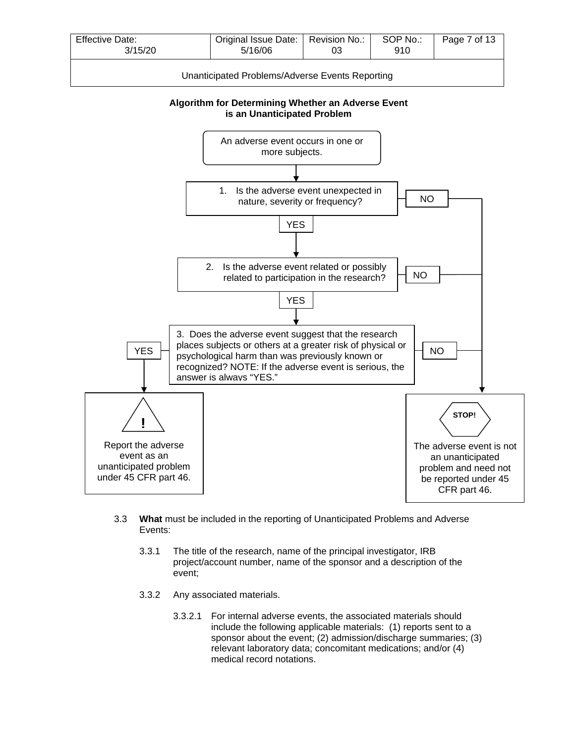**Algorithm for Determining Whether an Adverse Event is an Unanticipated Problem**

An adverse event occurs in one or more subjects.

1. Is the adverse event unexpected in nature, severity or frequency?
   - NO → STOP!
   - YES → go to 2.

2. Is the adverse event related or possibly related to participation in the research?
   - NO → STOP!
   - YES → go to 3.

3. Does the adverse event suggest that the research places subjects or others at a greater risk of physical or psychological harm than was previously known or recognized? NOTE: If the adverse event is serious, the answer is always "YES."
   - YES → **!** Report the adverse event as an unanticipated problem under 45 CFR part 46.
   - NO → STOP!

**STOP!** The adverse event is not an unanticipated problem and need not be reported under 45 CFR part 46.

3.3 **What** must be included in the reporting of Unanticipated Problems and Adverse Events:

3.3.1 The title of the research, name of the principal investigator, IRB project/account number, name of the sponsor and a description of the event;

3.3.2 Any associated materials.

3.3.2.1 For internal adverse events, the associated materials should include the following applicable materials: (1) reports sent to a sponsor about the event; (2) admission/discharge summaries; (3) relevant laboratory data; concomitant medications; and/or (4) medical record notations.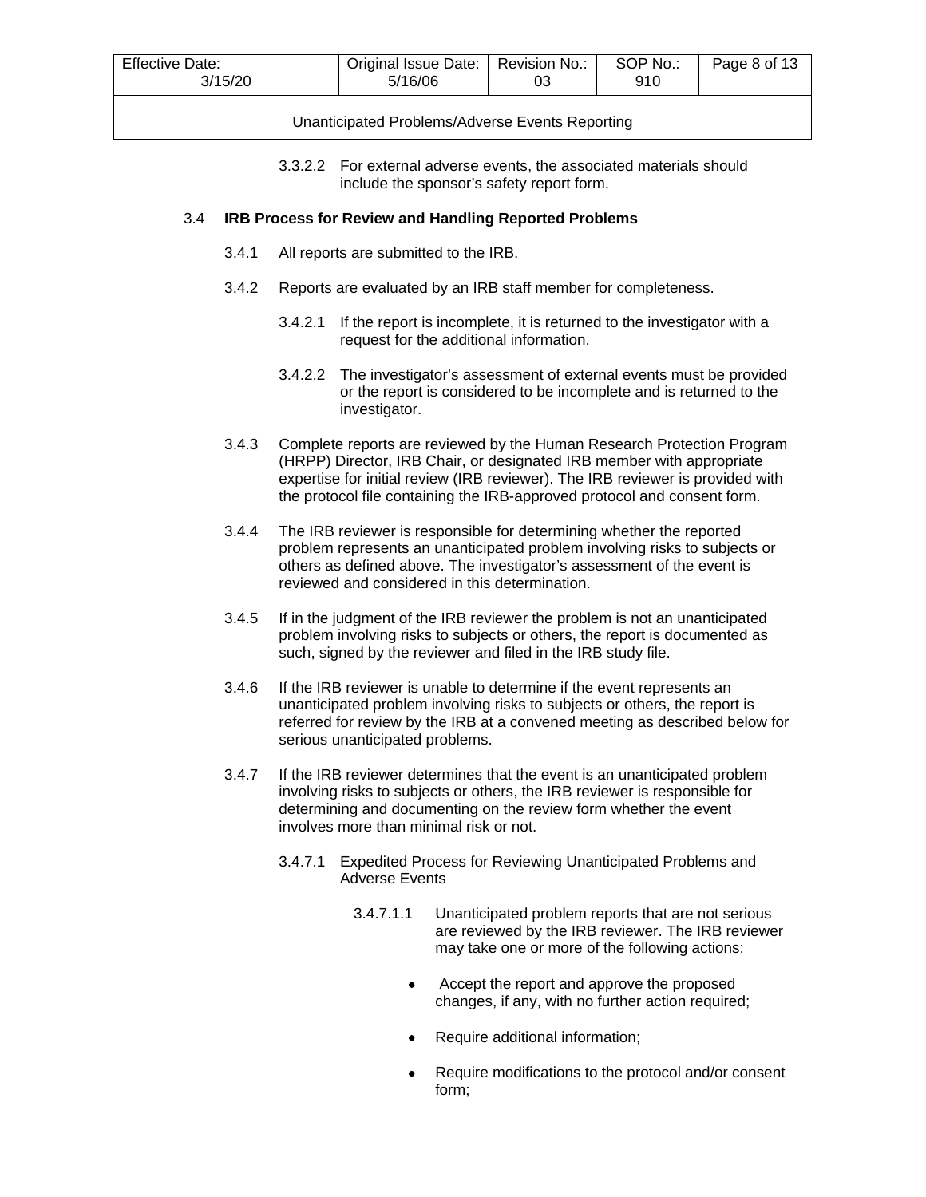3.3.2.2 For external adverse events, the associated materials should include the sponsor's safety report form.

3.4 **IRB Process for Review and Handling Reported Problems**

3.4.1 All reports are submitted to the IRB.

3.4.2 Reports are evaluated by an IRB staff member for completeness.

3.4.2.1 If the report is incomplete, it is returned to the investigator with a request for the additional information.

3.4.2.2 The investigator's assessment of external events must be provided or the report is considered to be incomplete and is returned to the investigator.

3.4.3 Complete reports are reviewed by the Human Research Protection Program (HRPP) Director, IRB Chair, or designated IRB member with appropriate expertise for initial review (IRB reviewer). The IRB reviewer is provided with the protocol file containing the IRB-approved protocol and consent form.

3.4.4 The IRB reviewer is responsible for determining whether the reported problem represents an unanticipated problem involving risks to subjects or others as defined above. The investigator's assessment of the event is reviewed and considered in this determination.

3.4.5 If in the judgment of the IRB reviewer the problem is not an unanticipated problem involving risks to subjects or others, the report is documented as such, signed by the reviewer and filed in the IRB study file.

3.4.6 If the IRB reviewer is unable to determine if the event represents an unanticipated problem involving risks to subjects or others, the report is referred for review by the IRB at a convened meeting as described below for serious unanticipated problems.

3.4.7 If the IRB reviewer determines that the event is an unanticipated problem involving risks to subjects or others, the IRB reviewer is responsible for determining and documenting on the review form whether the event involves more than minimal risk or not.

3.4.7.1 Expedited Process for Reviewing Unanticipated Problems and Adverse Events

3.4.7.1.1 Unanticipated problem reports that are not serious are reviewed by the IRB reviewer. The IRB reviewer may take one or more of the following actions:

- Accept the report and approve the proposed changes, if any, with no further action required;
- Require additional information;
- Require modifications to the protocol and/or consent form;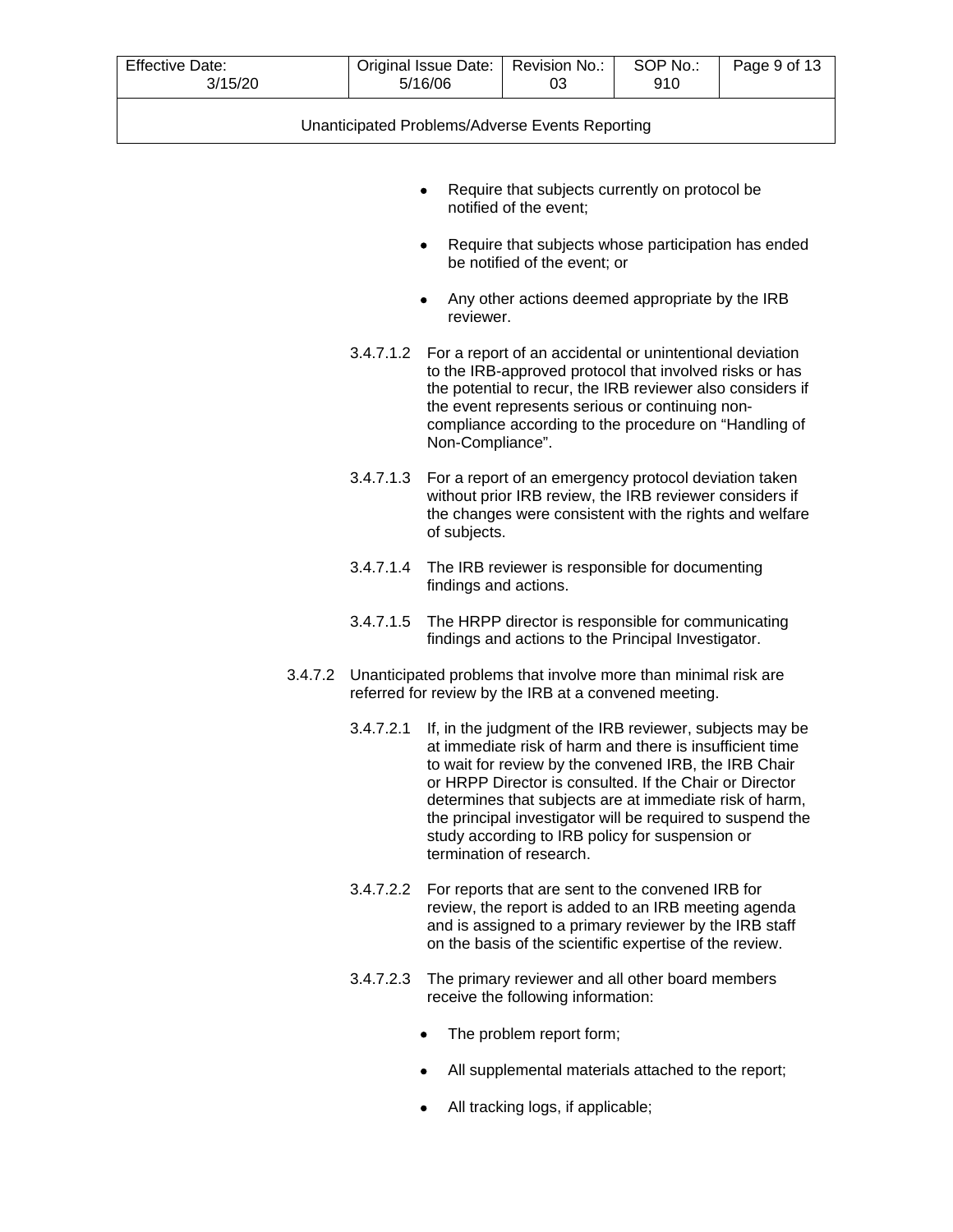- Require that subjects currently on protocol be notified of the event;
- Require that subjects whose participation has ended be notified of the event; or
- Any other actions deemed appropriate by the IRB reviewer.

3.4.7.1.2 For a report of an accidental or unintentional deviation to the IRB-approved protocol that involved risks or has the potential to recur, the IRB reviewer also considers if the event represents serious or continuing non-compliance according to the procedure on "Handling of Non-Compliance".

3.4.7.1.3 For a report of an emergency protocol deviation taken without prior IRB review, the IRB reviewer considers if the changes were consistent with the rights and welfare of subjects.

3.4.7.1.4 The IRB reviewer is responsible for documenting findings and actions.

3.4.7.1.5 The HRPP director is responsible for communicating findings and actions to the Principal Investigator.

3.4.7.2 Unanticipated problems that involve more than minimal risk are referred for review by the IRB at a convened meeting.

3.4.7.2.1 If, in the judgment of the IRB reviewer, subjects may be at immediate risk of harm and there is insufficient time to wait for review by the convened IRB, the IRB Chair or HRPP Director is consulted. If the Chair or Director determines that subjects are at immediate risk of harm, the principal investigator will be required to suspend the study according to IRB policy for suspension or termination of research.

3.4.7.2.2 For reports that are sent to the convened IRB for review, the report is added to an IRB meeting agenda and is assigned to a primary reviewer by the IRB staff on the basis of the scientific expertise of the review.

3.4.7.2.3 The primary reviewer and all other board members receive the following information:

- The problem report form;
- All supplemental materials attached to the report;
- All tracking logs, if applicable;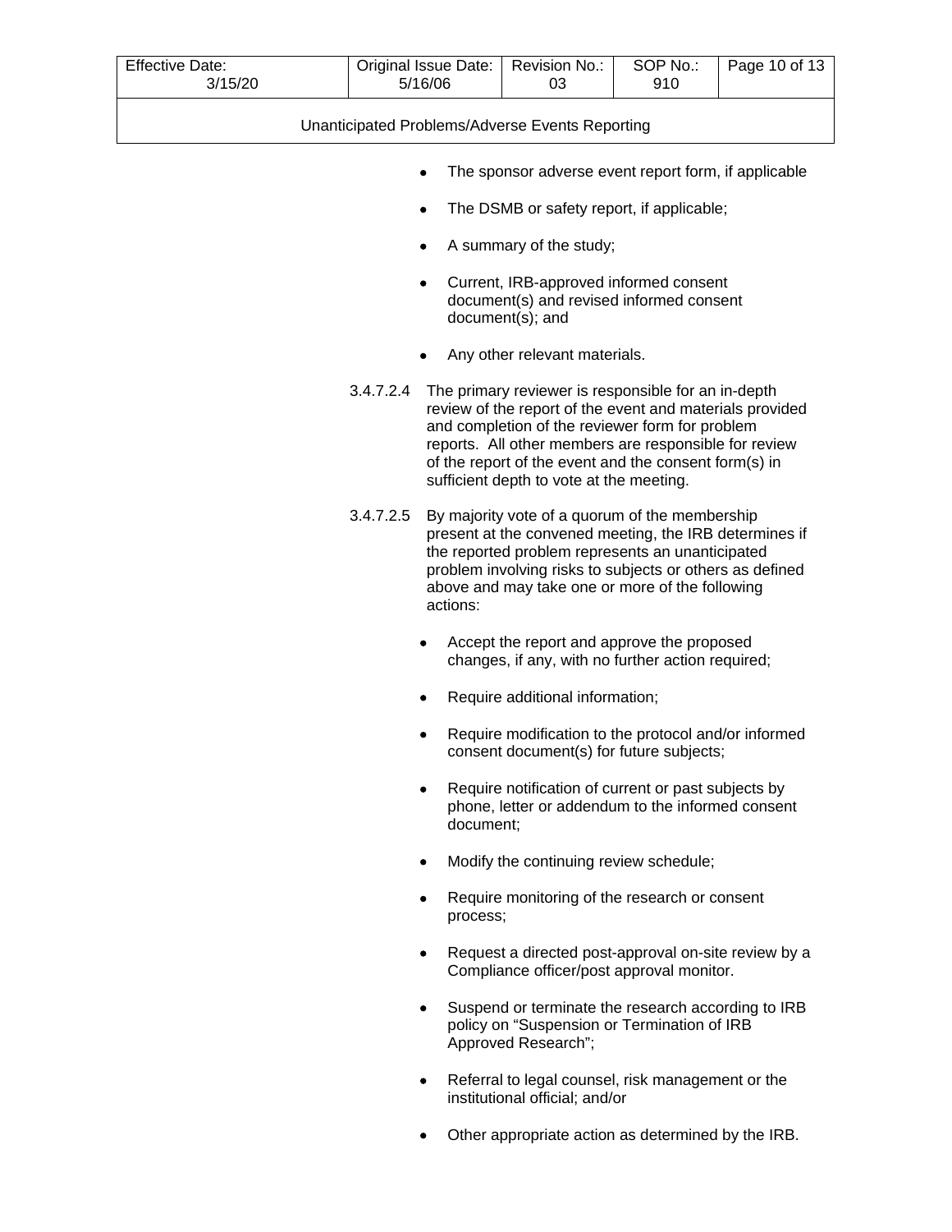- The sponsor adverse event report form, if applicable
- The DSMB or safety report, if applicable;
- A summary of the study;
- Current, IRB-approved informed consent document(s) and revised informed consent document(s); and
- Any other relevant materials.

3.4.7.2.4 The primary reviewer is responsible for an in-depth review of the report of the event and materials provided and completion of the reviewer form for problem reports. All other members are responsible for review of the report of the event and the consent form(s) in sufficient depth to vote at the meeting.

3.4.7.2.5 By majority vote of a quorum of the membership present at the convened meeting, the IRB determines if the reported problem represents an unanticipated problem involving risks to subjects or others as defined above and may take one or more of the following actions:

- Accept the report and approve the proposed changes, if any, with no further action required;
- Require additional information;
- Require modification to the protocol and/or informed consent document(s) for future subjects;
- Require notification of current or past subjects by phone, letter or addendum to the informed consent document;
- Modify the continuing review schedule;
- Require monitoring of the research or consent process;
- Request a directed post-approval on-site review by a Compliance officer/post approval monitor.
- Suspend or terminate the research according to IRB policy on "Suspension or Termination of IRB Approved Research";
- Referral to legal counsel, risk management or the institutional official; and/or
- Other appropriate action as determined by the IRB.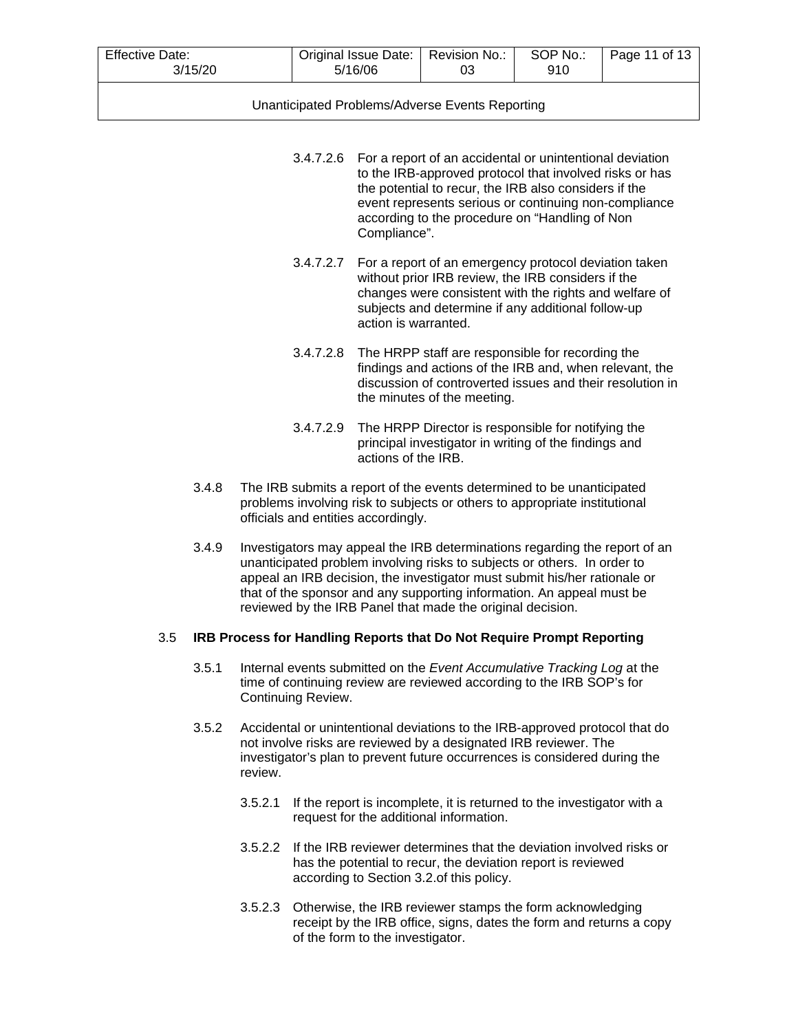3.4.7.2.6 For a report of an accidental or unintentional deviation to the IRB-approved protocol that involved risks or has the potential to recur, the IRB also considers if the event represents serious or continuing non-compliance according to the procedure on "Handling of Non Compliance".

3.4.7.2.7 For a report of an emergency protocol deviation taken without prior IRB review, the IRB considers if the changes were consistent with the rights and welfare of subjects and determine if any additional follow-up action is warranted.

3.4.7.2.8 The HRPP staff are responsible for recording the findings and actions of the IRB and, when relevant, the discussion of controverted issues and their resolution in the minutes of the meeting.

3.4.7.2.9 The HRPP Director is responsible for notifying the principal investigator in writing of the findings and actions of the IRB.

3.4.8 The IRB submits a report of the events determined to be unanticipated problems involving risk to subjects or others to appropriate institutional officials and entities accordingly.

3.4.9 Investigators may appeal the IRB determinations regarding the report of an unanticipated problem involving risks to subjects or others. In order to appeal an IRB decision, the investigator must submit his/her rationale or that of the sponsor and any supporting information. An appeal must be reviewed by the IRB Panel that made the original decision.

3.5 **IRB Process for Handling Reports that Do Not Require Prompt Reporting**

3.5.1 Internal events submitted on the *Event Accumulative Tracking Log* at the time of continuing review are reviewed according to the IRB SOP's for Continuing Review.

3.5.2 Accidental or unintentional deviations to the IRB-approved protocol that do not involve risks are reviewed by a designated IRB reviewer. The investigator's plan to prevent future occurrences is considered during the review.

3.5.2.1 If the report is incomplete, it is returned to the investigator with a request for the additional information.

3.5.2.2 If the IRB reviewer determines that the deviation involved risks or has the potential to recur, the deviation report is reviewed according to Section 3.2.of this policy.

3.5.2.3 Otherwise, the IRB reviewer stamps the form acknowledging receipt by the IRB office, signs, dates the form and returns a copy of the form to the investigator.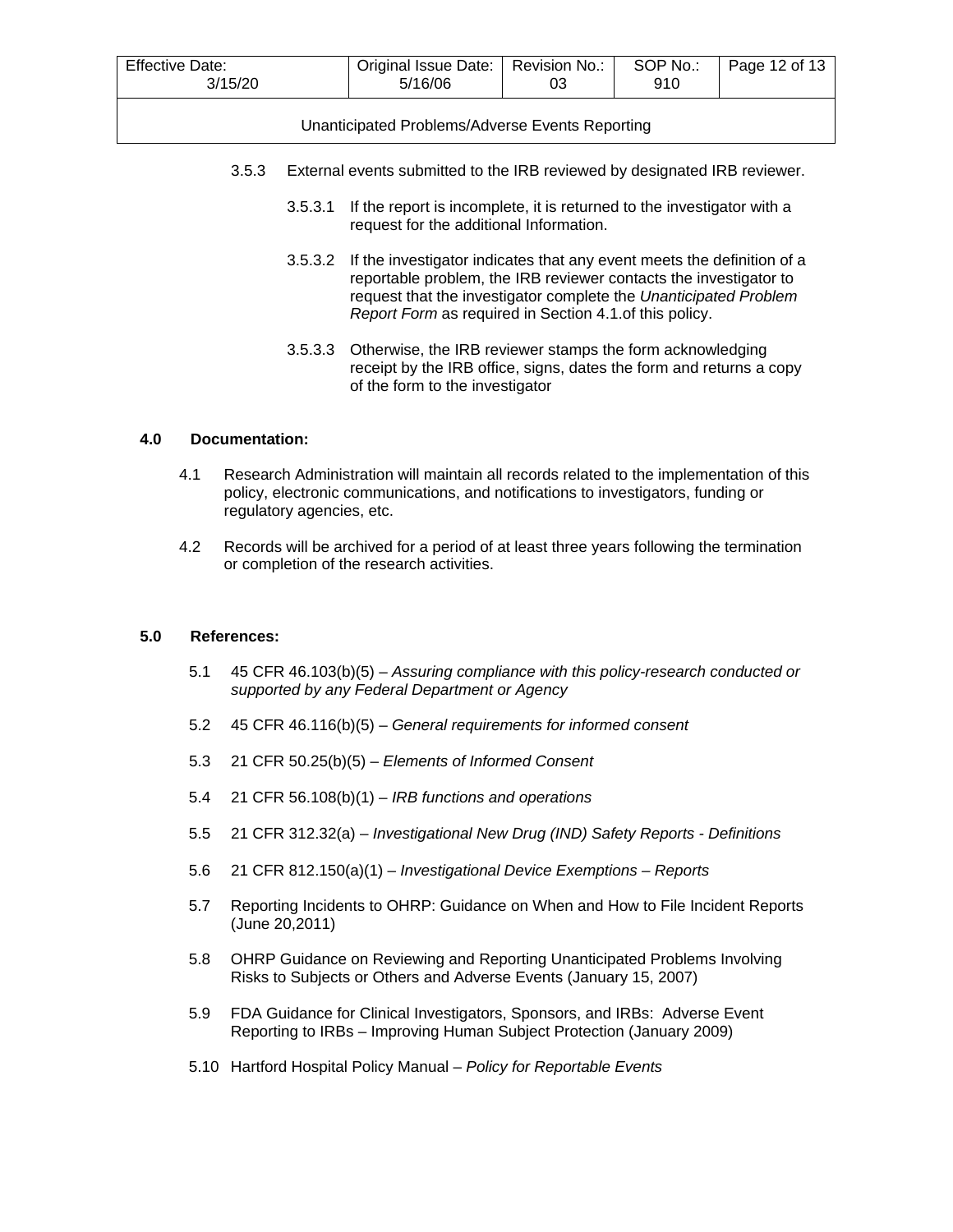3.5.3 External events submitted to the IRB reviewed by designated IRB reviewer.

3.5.3.1 If the report is incomplete, it is returned to the investigator with a request for the additional Information.

3.5.3.2 If the investigator indicates that any event meets the definition of a reportable problem, the IRB reviewer contacts the investigator to request that the investigator complete the *Unanticipated Problem Report Form* as required in Section 4.1.of this policy.

3.5.3.3 Otherwise, the IRB reviewer stamps the form acknowledging receipt by the IRB office, signs, dates the form and returns a copy of the form to the investigator

## 4.0 Documentation:

4.1 Research Administration will maintain all records related to the implementation of this policy, electronic communications, and notifications to investigators, funding or regulatory agencies, etc.

4.2 Records will be archived for a period of at least three years following the termination or completion of the research activities.

## 5.0 References:

5.1 45 CFR 46.103(b)(5) – *Assuring compliance with this policy-research conducted or supported by any Federal Department or Agency*

5.2 45 CFR 46.116(b)(5) – *General requirements for informed consent*

5.3 21 CFR 50.25(b)(5) – *Elements of Informed Consent*

5.4 21 CFR 56.108(b)(1) – *IRB functions and operations*

5.5 21 CFR 312.32(a) – *Investigational New Drug (IND) Safety Reports - Definitions*

5.6 21 CFR 812.150(a)(1) – *Investigational Device Exemptions – Reports*

5.7 Reporting Incidents to OHRP: Guidance on When and How to File Incident Reports (June 20,2011)

5.8 OHRP Guidance on Reviewing and Reporting Unanticipated Problems Involving Risks to Subjects or Others and Adverse Events (January 15, 2007)

5.9 FDA Guidance for Clinical Investigators, Sponsors, and IRBs: Adverse Event Reporting to IRBs – Improving Human Subject Protection (January 2009)

5.10 Hartford Hospital Policy Manual – *Policy for Reportable Events*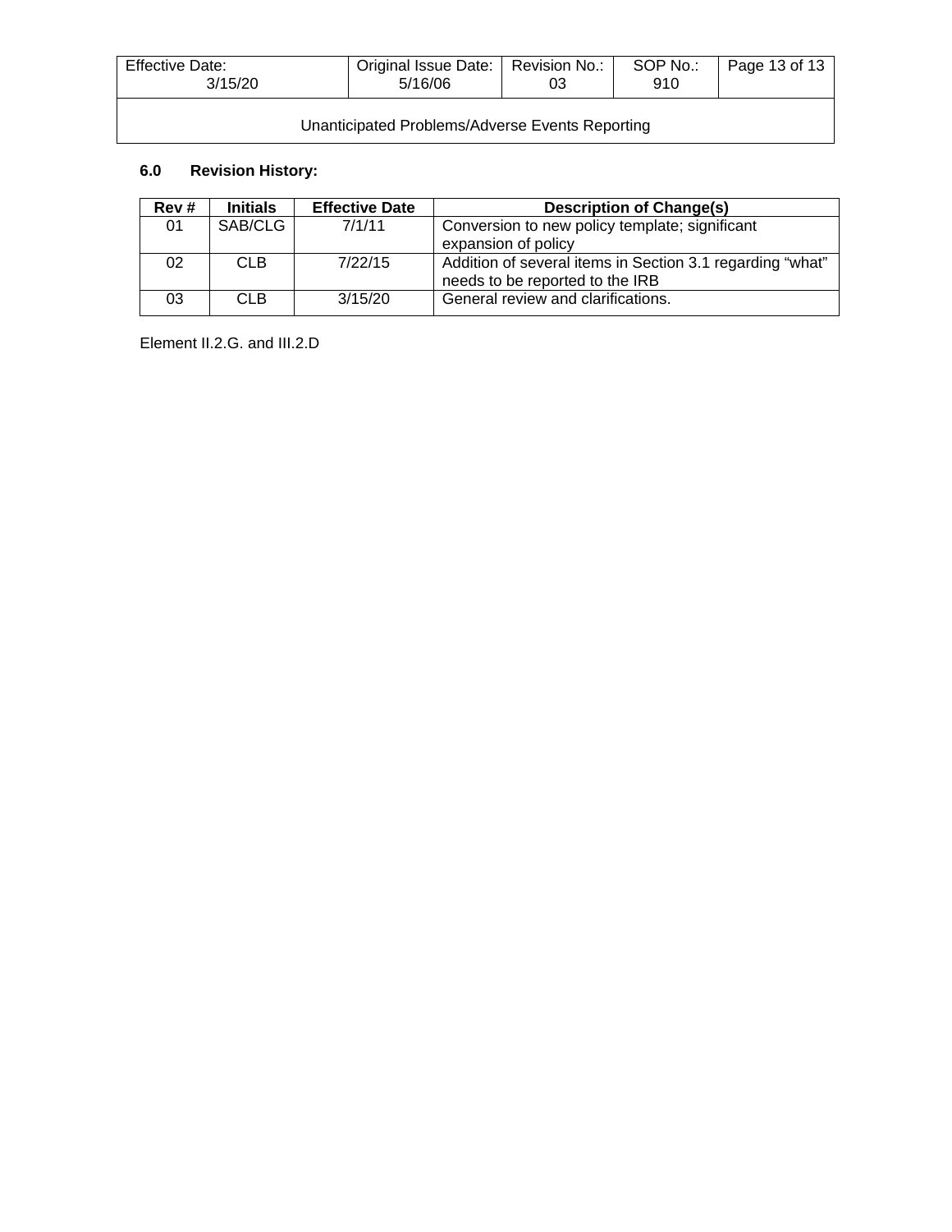### 6.0 Revision History:

| Rev # | Initials | Effective Date | Description of Change(s) |
|---|---|---|---|
| 01 | SAB/CLG | 7/1/11 | Conversion to new policy template; significant expansion of policy |
| 02 | CLB | 7/22/15 | Addition of several items in Section 3.1 regarding "what" needs to be reported to the IRB |
| 03 | CLB | 3/15/20 | General review and clarifications. |

Element II.2.G. and III.2.D